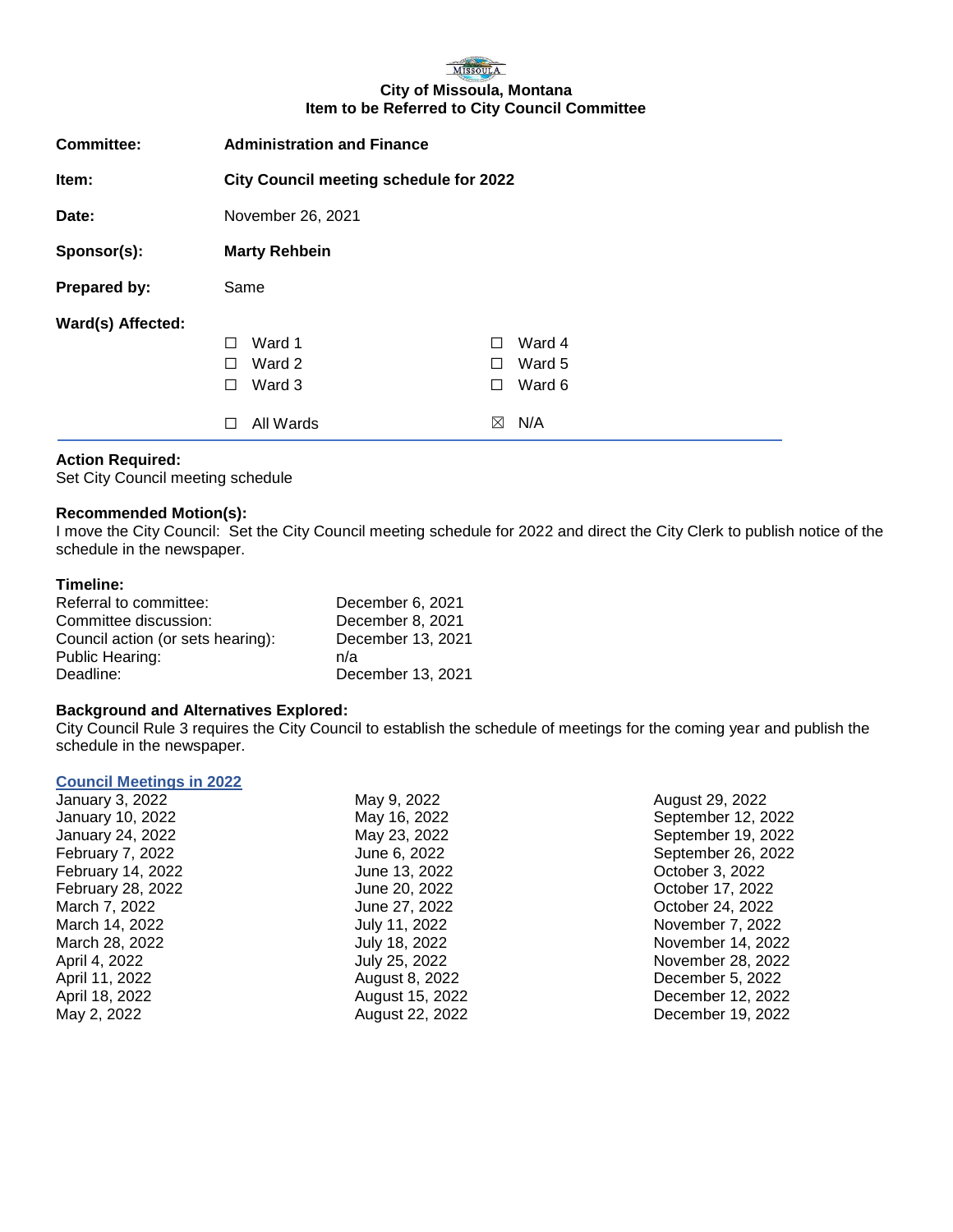**City of Missoula, Montana**
**Item to be Referred to City Council Committee**

| | |
|---|---|
| **Committee:** | **Administration and Finance** |
| **Item:** | **City Council meeting schedule for 2022** |
| **Date:** | November 26, 2021 |
| **Sponsor(s):** | **Marty Rehbein** |
| **Prepared by:** | Same |

**Ward(s) Affected:**

| | |
|---|---|
| ☐ Ward 1 | ☐ Ward 4 |
| ☐ Ward 2 | ☐ Ward 5 |
| ☐ Ward 3 | ☐ Ward 6 |
| ☐ All Wards | ☒ N/A |

**Action Required:**
Set City Council meeting schedule

**Recommended Motion(s):**
I move the City Council: Set the City Council meeting schedule for 2022 and direct the City Clerk to publish notice of the schedule in the newspaper.

**Timeline:**

| | |
|---|---|
| Referral to committee: | December 6, 2021 |
| Committee discussion: | December 8, 2021 |
| Council action (or sets hearing): | December 13, 2021 |
| Public Hearing: | n/a |
| Deadline: | December 13, 2021 |

**Background and Alternatives Explored:**
City Council Rule 3 requires the City Council to establish the schedule of meetings for the coming year and publish the schedule in the newspaper.

**Council Meetings in 2022**

January 3, 2022
January 10, 2022
January 24, 2022
February 7, 2022
February 14, 2022
February 28, 2022
March 7, 2022
March 14, 2022
March 28, 2022
April 4, 2022
April 11, 2022
April 18, 2022
May 2, 2022
May 9, 2022
May 16, 2022
May 23, 2022
June 6, 2022
June 13, 2022
June 20, 2022
June 27, 2022
July 11, 2022
July 18, 2022
July 25, 2022
August 8, 2022
August 15, 2022
August 22, 2022
August 29, 2022
September 12, 2022
September 19, 2022
September 26, 2022
October 3, 2022
October 17, 2022
October 24, 2022
November 7, 2022
November 14, 2022
November 28, 2022
December 5, 2022
December 12, 2022
December 19, 2022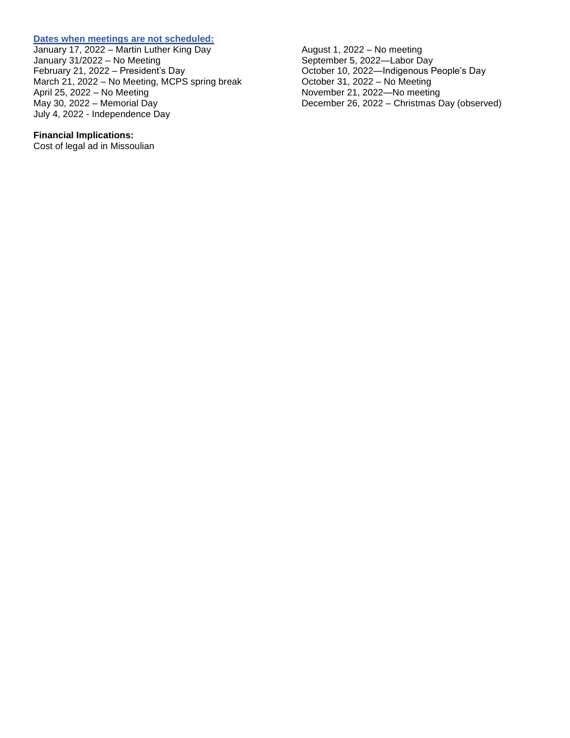**Dates when meetings are not scheduled:**

January 17, 2022 – Martin Luther King Day
January 31/2022 – No Meeting
February 21, 2022 – President's Day
March 21, 2022 – No Meeting, MCPS spring break
April 25, 2022 – No Meeting
May 30, 2022 – Memorial Day
July 4, 2022 - Independence Day
August 1, 2022 – No meeting
September 5, 2022—Labor Day
October 10, 2022—Indigenous People's Day
October 31, 2022 – No Meeting
November 21, 2022—No meeting
December 26, 2022 – Christmas Day (observed)

**Financial Implications:**
Cost of legal ad in Missoulian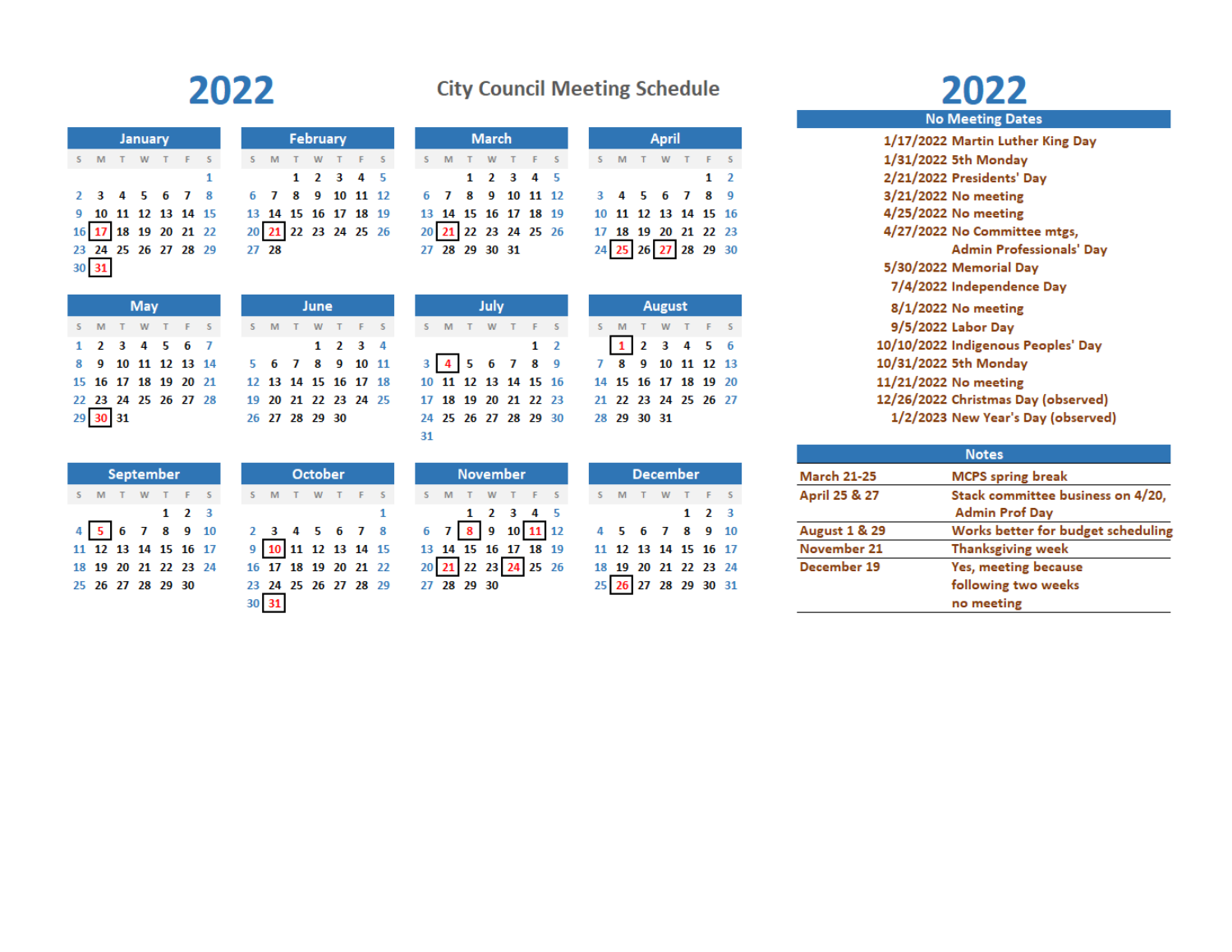# 2022

## City Council Meeting Schedule

### January

| S | M | T | W | T | F | S |
|---|---|---|---|---|---|---|
| | | | | | | 1 |
| 2 | 3 | 4 | 5 | 6 | 7 | 8 |
| 9 | 10 | 11 | 12 | 13 | 14 | 15 |
| 16 | 17 | 18 | 19 | 20 | 21 | 22 |
| 23 | 24 | 25 | 26 | 27 | 28 | 29 |
| 30 | 31 | | | | | |

### February

| S | M | T | W | T | F | S |
|---|---|---|---|---|---|---|
| | | 1 | 2 | 3 | 4 | 5 |
| 6 | 7 | 8 | 9 | 10 | 11 | 12 |
| 13 | 14 | 15 | 16 | 17 | 18 | 19 |
| 20 | 21 | 22 | 23 | 24 | 25 | 26 |
| 27 | 28 | | | | | |

### March

| S | M | T | W | T | F | S |
|---|---|---|---|---|---|---|
| | | 1 | 2 | 3 | 4 | 5 |
| 6 | 7 | 8 | 9 | 10 | 11 | 12 |
| 13 | 14 | 15 | 16 | 17 | 18 | 19 |
| 20 | 21 | 22 | 23 | 24 | 25 | 26 |
| 27 | 28 | 29 | 30 | 31 | | |

### April

| S | M | T | W | T | F | S |
|---|---|---|---|---|---|---|
| | | | | | 1 | 2 |
| 3 | 4 | 5 | 6 | 7 | 8 | 9 |
| 10 | 11 | 12 | 13 | 14 | 15 | 16 |
| 17 | 18 | 19 | 20 | 21 | 22 | 23 |
| 24 | 25 | 26 | 27 | 28 | 29 | 30 |

### May

| S | M | T | W | T | F | S |
|---|---|---|---|---|---|---|
| 1 | 2 | 3 | 4 | 5 | 6 | 7 |
| 8 | 9 | 10 | 11 | 12 | 13 | 14 |
| 15 | 16 | 17 | 18 | 19 | 20 | 21 |
| 22 | 23 | 24 | 25 | 26 | 27 | 28 |
| 29 | 30 | 31 | | | | |

### June

| S | M | T | W | T | F | S |
|---|---|---|---|---|---|---|
| | | | 1 | 2 | 3 | 4 |
| 5 | 6 | 7 | 8 | 9 | 10 | 11 |
| 12 | 13 | 14 | 15 | 16 | 17 | 18 |
| 19 | 20 | 21 | 22 | 23 | 24 | 25 |
| 26 | 27 | 28 | 29 | 30 | | |

### July

| S | M | T | W | T | F | S |
|---|---|---|---|---|---|---|
| | | | | | 1 | 2 |
| 3 | 4 | 5 | 6 | 7 | 8 | 9 |
| 10 | 11 | 12 | 13 | 14 | 15 | 16 |
| 17 | 18 | 19 | 20 | 21 | 22 | 23 |
| 24 | 25 | 26 | 27 | 28 | 29 | 30 |
| 31 | | | | | | |

### August

| S | M | T | W | T | F | S |
|---|---|---|---|---|---|---|
| | 1 | 2 | 3 | 4 | 5 | 6 |
| 7 | 8 | 9 | 10 | 11 | 12 | 13 |
| 14 | 15 | 16 | 17 | 18 | 19 | 20 |
| 21 | 22 | 23 | 24 | 25 | 26 | 27 |
| 28 | 29 | 30 | 31 | | | |

### September

| S | M | T | W | T | F | S |
|---|---|---|---|---|---|---|
| | | | | 1 | 2 | 3 |
| 4 | 5 | 6 | 7 | 8 | 9 | 10 |
| 11 | 12 | 13 | 14 | 15 | 16 | 17 |
| 18 | 19 | 20 | 21 | 22 | 23 | 24 |
| 25 | 26 | 27 | 28 | 29 | 30 | |

### October

| S | M | T | W | T | F | S |
|---|---|---|---|---|---|---|
| | | | | | | 1 |
| 2 | 3 | 4 | 5 | 6 | 7 | 8 |
| 9 | 10 | 11 | 12 | 13 | 14 | 15 |
| 16 | 17 | 18 | 19 | 20 | 21 | 22 |
| 23 | 24 | 25 | 26 | 27 | 28 | 29 |
| 30 | 31 | | | | | |

### November

| S | M | T | W | T | F | S |
|---|---|---|---|---|---|---|
| | | 1 | 2 | 3 | 4 | 5 |
| 6 | 7 | 8 | 9 | 10 | 11 | 12 |
| 13 | 14 | 15 | 16 | 17 | 18 | 19 |
| 20 | 21 | 22 | 23 | 24 | 25 | 26 |
| 27 | 28 | 29 | 30 | | | |

### December

| S | M | T | W | T | F | S |
|---|---|---|---|---|---|---|
| | | | | 1 | 2 | 3 |
| 4 | 5 | 6 | 7 | 8 | 9 | 10 |
| 11 | 12 | 13 | 14 | 15 | 16 | 17 |
| 18 | 19 | 20 | 21 | 22 | 23 | 24 |
| 25 | 26 | 27 | 28 | 29 | 30 | 31 |

# 2022

## No Meeting Dates

- 1/17/2022 Martin Luther King Day
- 1/31/2022 5th Monday
- 2/21/2022 Presidents' Day
- 3/21/2022 No meeting
- 4/25/2022 No meeting
- 4/27/2022 No Committee mtgs, Admin Professionals' Day
- 5/30/2022 Memorial Day
- 7/4/2022 Independence Day
- 8/1/2022 No meeting
- 9/5/2022 Labor Day
- 10/10/2022 Indigenous Peoples' Day
- 10/31/2022 5th Monday
- 11/21/2022 No meeting
- 12/26/2022 Christmas Day (observed)
- 1/2/2023 New Year's Day (observed)

## Notes

| | |
|---|---|
| March 21-25 | MCPS spring break |
| April 25 & 27 | Stack committee business on 4/20, Admin Prof Day |
| August 1 & 29 | Works better for budget scheduling |
| November 21 | Thanksgiving week |
| December 19 | Yes, meeting because following two weeks no meeting |